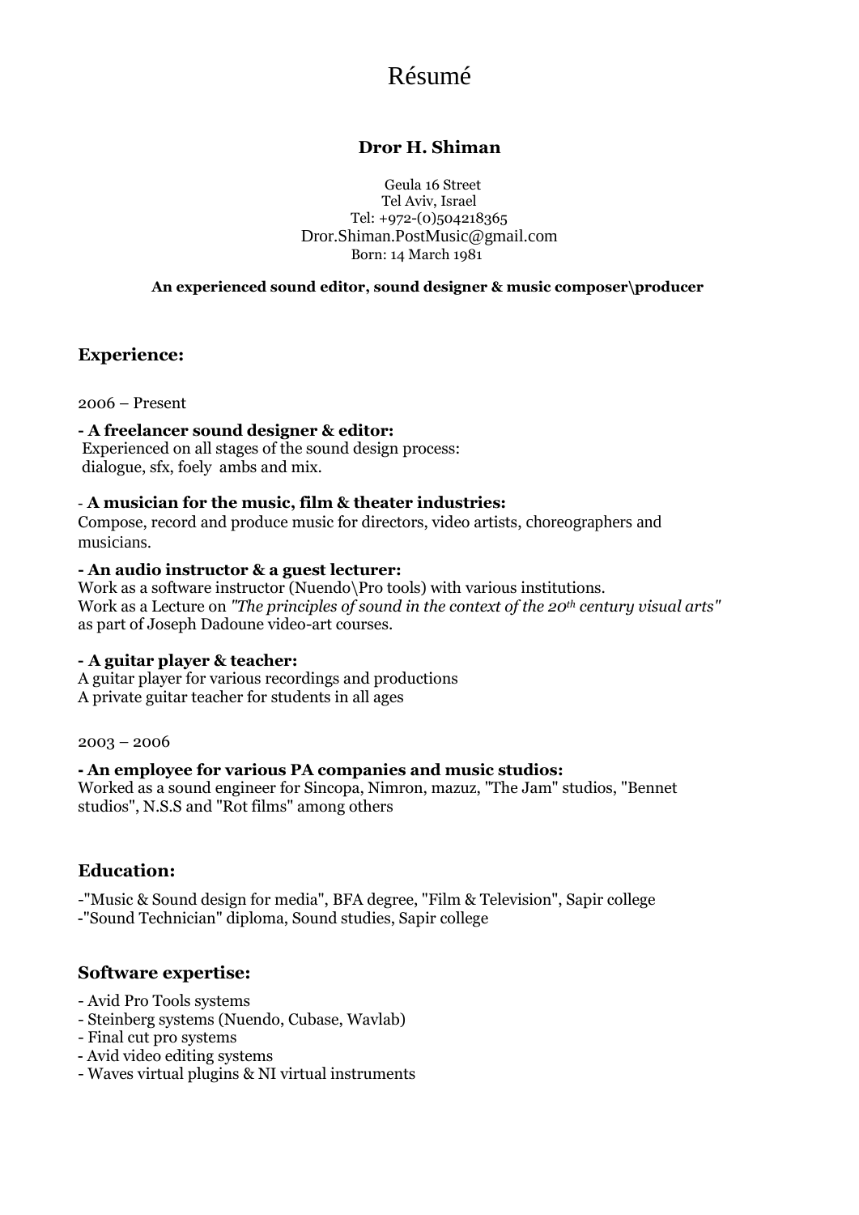# Résumé

**Dror H. Shiman**

Geula 16 Street
Tel Aviv, Israel
Tel: +972-(0)504218365
Dror.Shiman.PostMusic@gmail.com
Born: 14 March 1981

**An experienced sound editor, sound designer & music composer\producer**

## Experience:

2006 – Present

**- A freelancer sound designer & editor:**
Experienced on all stages of the sound design process:
dialogue, sfx, foely ambs and mix.

- **A musician for the music, film & theater industries:**
Compose, record and produce music for directors, video artists, choreographers and musicians.

**- An audio instructor & a guest lecturer:**
Work as a software instructor (Nuendo\Pro tools) with various institutions.
Work as a Lecture on *"The principles of sound in the context of the 20th century visual arts"* as part of Joseph Dadoune video-art courses.

**- A guitar player & teacher:**
A guitar player for various recordings and productions
A private guitar teacher for students in all ages

2003 – 2006

**- An employee for various PA companies and music studios:**
Worked as a sound engineer for Sincopa, Nimron, mazuz, "The Jam" studios, "Bennet studios", N.S.S and "Rot films" among others

## Education:

-"Music & Sound design for media", BFA degree, "Film & Television", Sapir college
-"Sound Technician" diploma, Sound studies, Sapir college

## Software expertise:

- Avid Pro Tools systems
- Steinberg systems (Nuendo, Cubase, Wavlab)
- Final cut pro systems
- Avid video editing systems
- Waves virtual plugins & NI virtual instruments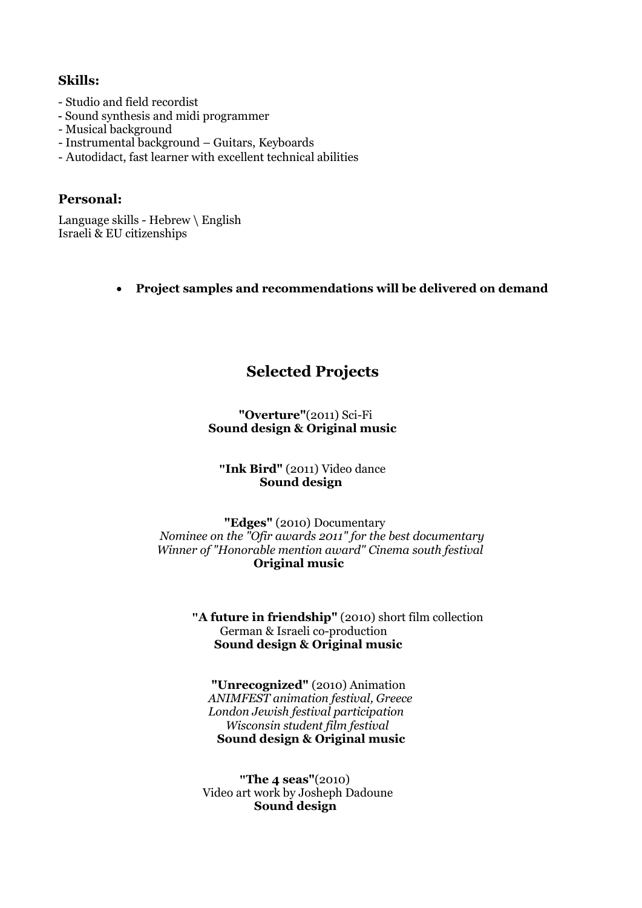### Skills:

- Studio and field recordist
- Sound synthesis and midi programmer
- Musical background
- Instrumental background – Guitars, Keyboards
- Autodidact, fast learner with excellent technical abilities

### Personal:

Language skills - Hebrew \ English
Israeli & EU citizenships

- **Project samples and recommendations will be delivered on demand**

## Selected Projects

**"Overture"**(2011) Sci-Fi
**Sound design & Original music**

**"Ink Bird"** (2011) Video dance
**Sound design**

**"Edges"** (2010) Documentary
*Nominee on the "Ofir awards 2011" for the best documentary*
*Winner of "Honorable mention award" Cinema south festival*
**Original music**

**"A future in friendship"** (2010) short film collection
German & Israeli co-production
**Sound design & Original music**

**"Unrecognized"** (2010) Animation
*ANIMFEST animation festival, Greece*
*London Jewish festival participation*
*Wisconsin student film festival*
**Sound design & Original music**

**"The 4 seas"**(2010)
Video art work by Josheph Dadoune
**Sound design**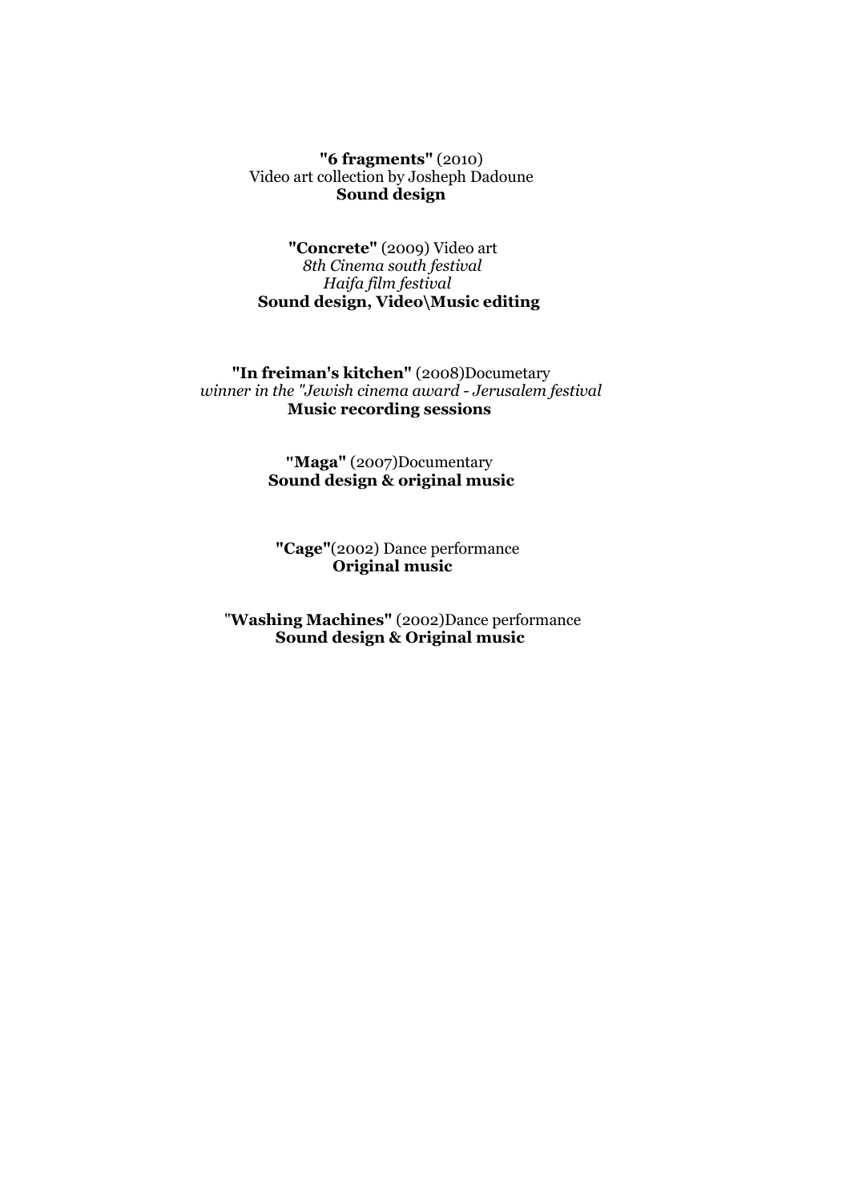**"6 fragments"** (2010)
Video art collection by Josheph Dadoune
**Sound design**

**"Concrete"** (2009) Video art
*8th Cinema south festival*
*Haifa film festival*
**Sound design, Video\Music editing**

**"In freiman's kitchen"** (2008)Documetary
*winner in the "Jewish cinema award - Jerusalem festival*
**Music recording sessions**

**"Maga"** (2007)Documentary
**Sound design & original music**

**"Cage"**(2002) Dance performance
**Original music**

"**Washing Machines"** (2002)Dance performance
**Sound design & Original music**